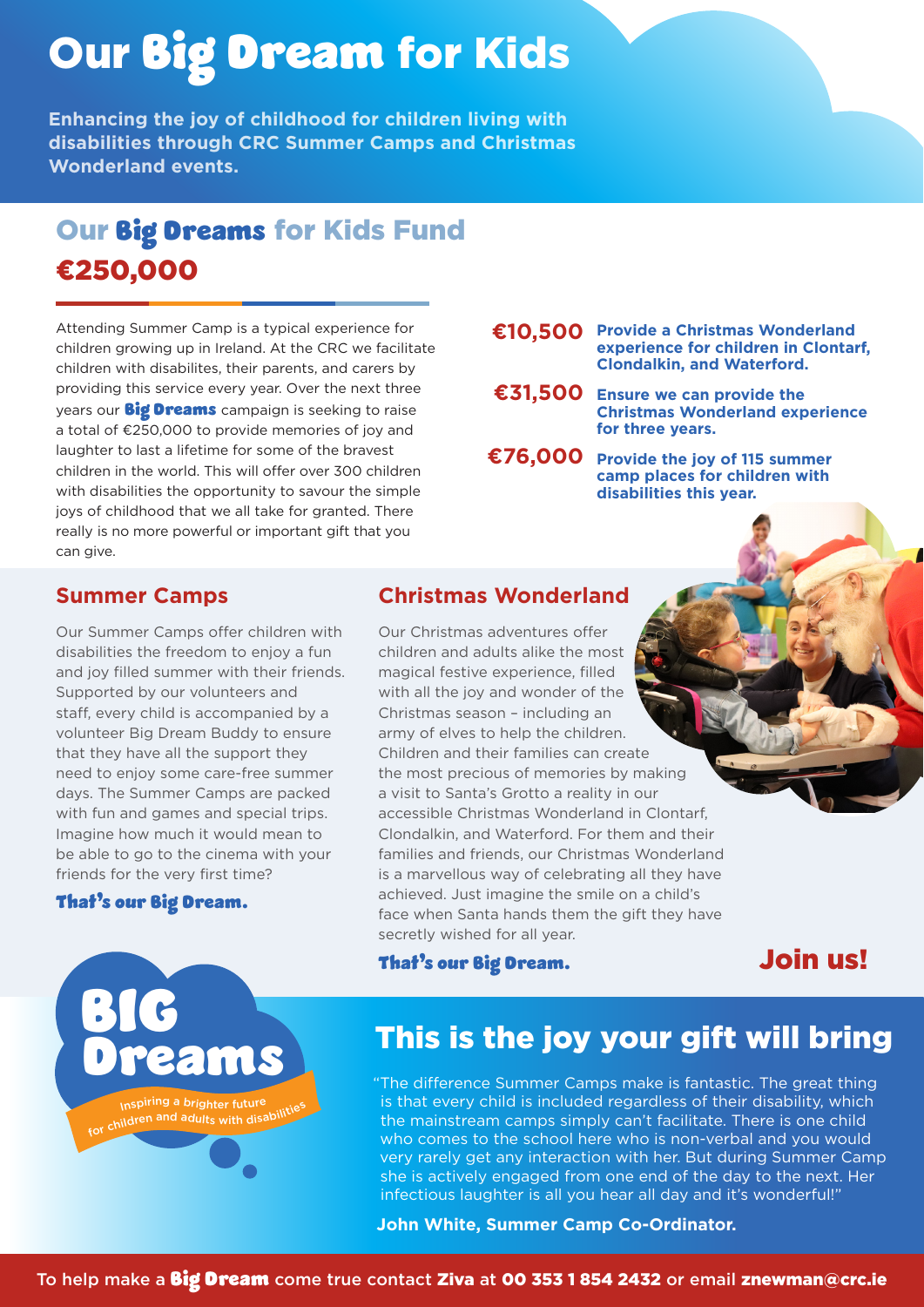# Our Big Dream for Kids

**Enhancing the joy of childhood for children living with disabilities through CRC Summer Camps and Christmas Wonderland events.**

## Our Big Dreams for Kids Fund

## €250,000

Attending Summer Camp is a typical experience for children growing up in Ireland. At the CRC we facilitate children with disabilites, their parents, and carers by providing this service every year. Over the next three years our **Big Dreams** campaign is seeking to raise a total of €250,000 to provide memories of joy and laughter to last a lifetime for some of the bravest children in the world. This will offer over 300 children with disabilities the opportunity to savour the simple joys of childhood that we all take for granted. There really is no more powerful or important gift that you can give.

**€10,500** **Provide a Christmas Wonderland experience for children in Clontarf, Clondalkin, and Waterford.**

**€31,500** **Ensure we can provide the Christmas Wonderland experience for three years.**

**€76,000** **Provide the joy of 115 summer camp places for children with disabilities this year.**

### Summer Camps

Our Summer Camps offer children with disabilities the freedom to enjoy a fun and joy filled summer with their friends. Supported by our volunteers and staff, every child is accompanied by a volunteer Big Dream Buddy to ensure that they have all the support they need to enjoy some care-free summer days. The Summer Camps are packed with fun and games and special trips. Imagine how much it would mean to be able to go to the cinema with your friends for the very first time?

**That's our Big Dream.**

### Christmas Wonderland

Our Christmas adventures offer children and adults alike the most magical festive experience, filled with all the joy and wonder of the Christmas season – including an army of elves to help the children. Children and their families can create the most precious of memories by making a visit to Santa's Grotto a reality in our accessible Christmas Wonderland in Clontarf, Clondalkin, and Waterford. For them and their families and friends, our Christmas Wonderland is a marvellous way of celebrating all they have achieved. Just imagine the smile on a child's face when Santa hands them the gift they have secretly wished for all year.

**That's our Big Dream.**

**Join us!**

**BIG Dreams**

Inspiring a brighter future for children and adults with disabilities

## This is the joy your gift will bring

"The difference Summer Camps make is fantastic. The great thing is that every child is included regardless of their disability, which the mainstream camps simply can't facilitate. There is one child who comes to the school here who is non-verbal and you would very rarely get any interaction with her. But during Summer Camp she is actively engaged from one end of the day to the next. Her infectious laughter is all you hear all day and it's wonderful!"

**John White, Summer Camp Co-Ordinator.**

To help make a **Big Dream** come true contact **Ziva** at **00 353 1 854 2432** or email **znewman@crc.ie**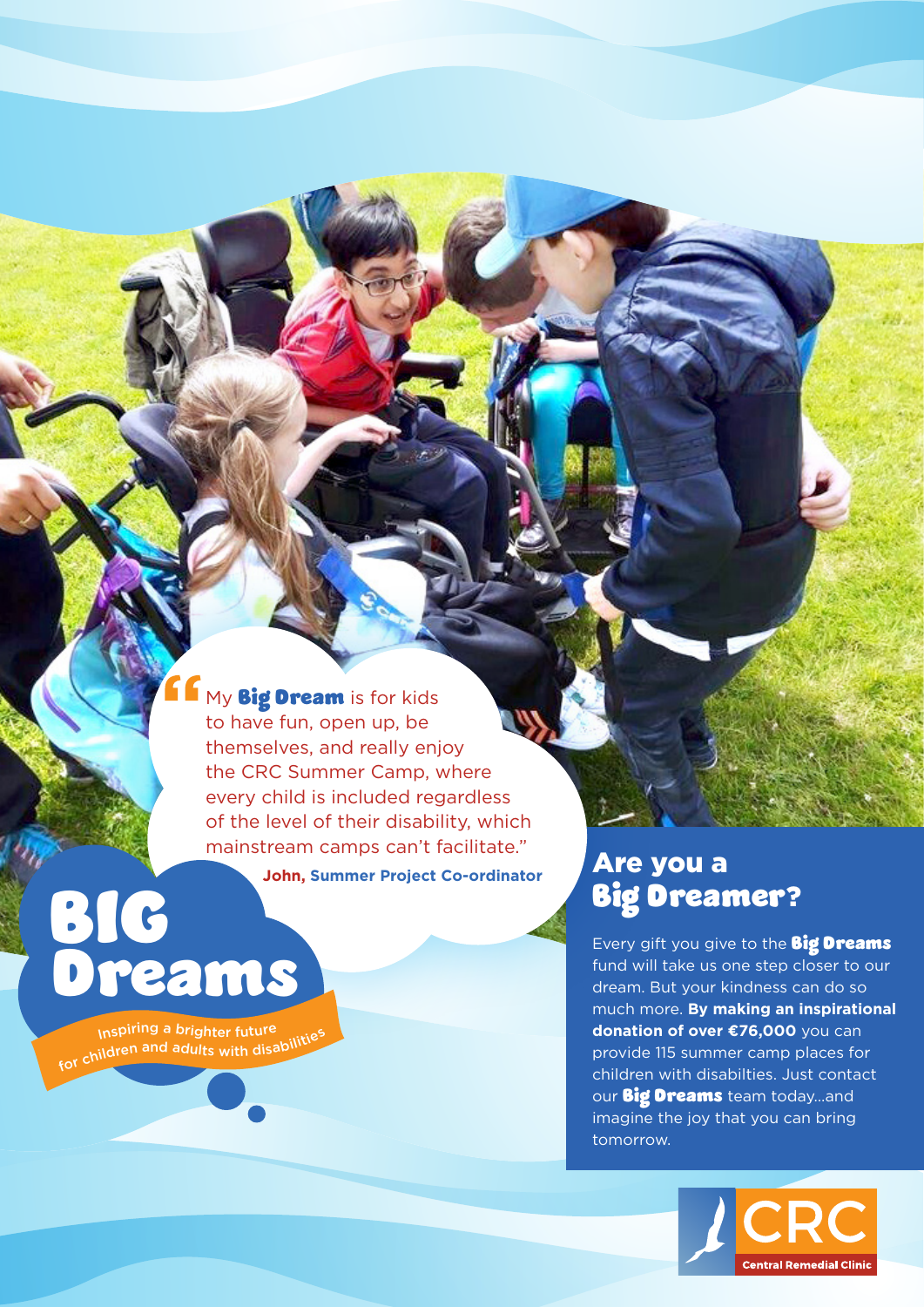"My **Big Dream** is for kids to have fun, open up, be themselves, and really enjoy the CRC Summer Camp, where every child is included regardless of the level of their disability, which mainstream camps can't facilitate."

**John, Summer Project Co-ordinator**

# BIG Dreams

Inspiring a brighter future for children and adults with disabilities

## Are you a Big Dreamer?

Every gift you give to the **Big Dreams** fund will take us one step closer to our dream. But your kindness can do so much more. **By making an inspirational donation of over €76,000** you can provide 115 summer camp places for children with disabilties. Just contact our **Big Dreams** team today...and imagine the joy that you can bring tomorrow.

CRC
Central Remedial Clinic